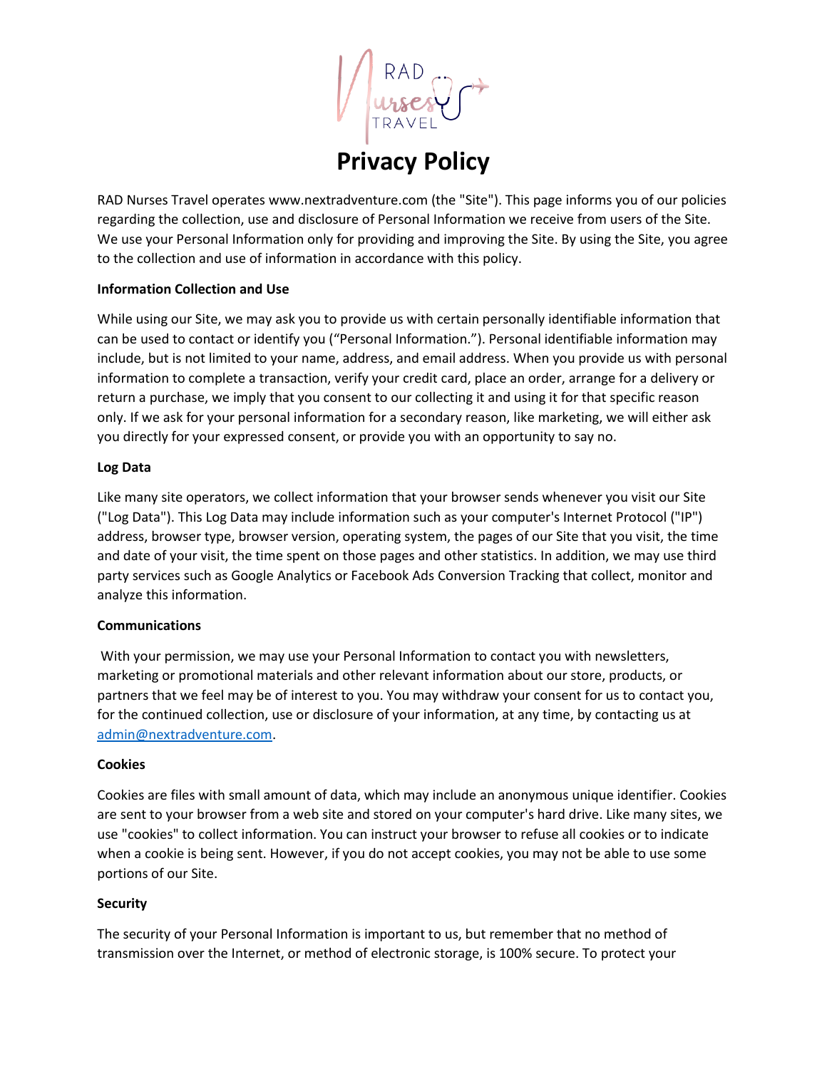# Privacy Policy

RAD Nurses Travel operates www.nextradventure.com (the "Site"). This page informs you of our policies regarding the collection, use and disclosure of Personal Information we receive from users of the Site. We use your Personal Information only for providing and improving the Site. By using the Site, you agree to the collection and use of information in accordance with this policy.

**Information Collection and Use**

While using our Site, we may ask you to provide us with certain personally identifiable information that can be used to contact or identify you ("Personal Information."). Personal identifiable information may include, but is not limited to your name, address, and email address. When you provide us with personal information to complete a transaction, verify your credit card, place an order, arrange for a delivery or return a purchase, we imply that you consent to our collecting it and using it for that specific reason only. If we ask for your personal information for a secondary reason, like marketing, we will either ask you directly for your expressed consent, or provide you with an opportunity to say no.

**Log Data**

Like many site operators, we collect information that your browser sends whenever you visit our Site ("Log Data"). This Log Data may include information such as your computer's Internet Protocol ("IP") address, browser type, browser version, operating system, the pages of our Site that you visit, the time and date of your visit, the time spent on those pages and other statistics. In addition, we may use third party services such as Google Analytics or Facebook Ads Conversion Tracking that collect, monitor and analyze this information.

**Communications**

With your permission, we may use your Personal Information to contact you with newsletters, marketing or promotional materials and other relevant information about our store, products, or partners that we feel may be of interest to you. You may withdraw your consent for us to contact you, for the continued collection, use or disclosure of your information, at any time, by contacting us at admin@nextradventure.com.

**Cookies**

Cookies are files with small amount of data, which may include an anonymous unique identifier. Cookies are sent to your browser from a web site and stored on your computer's hard drive. Like many sites, we use "cookies" to collect information. You can instruct your browser to refuse all cookies or to indicate when a cookie is being sent. However, if you do not accept cookies, you may not be able to use some portions of our Site.

**Security**

The security of your Personal Information is important to us, but remember that no method of transmission over the Internet, or method of electronic storage, is 100% secure. To protect your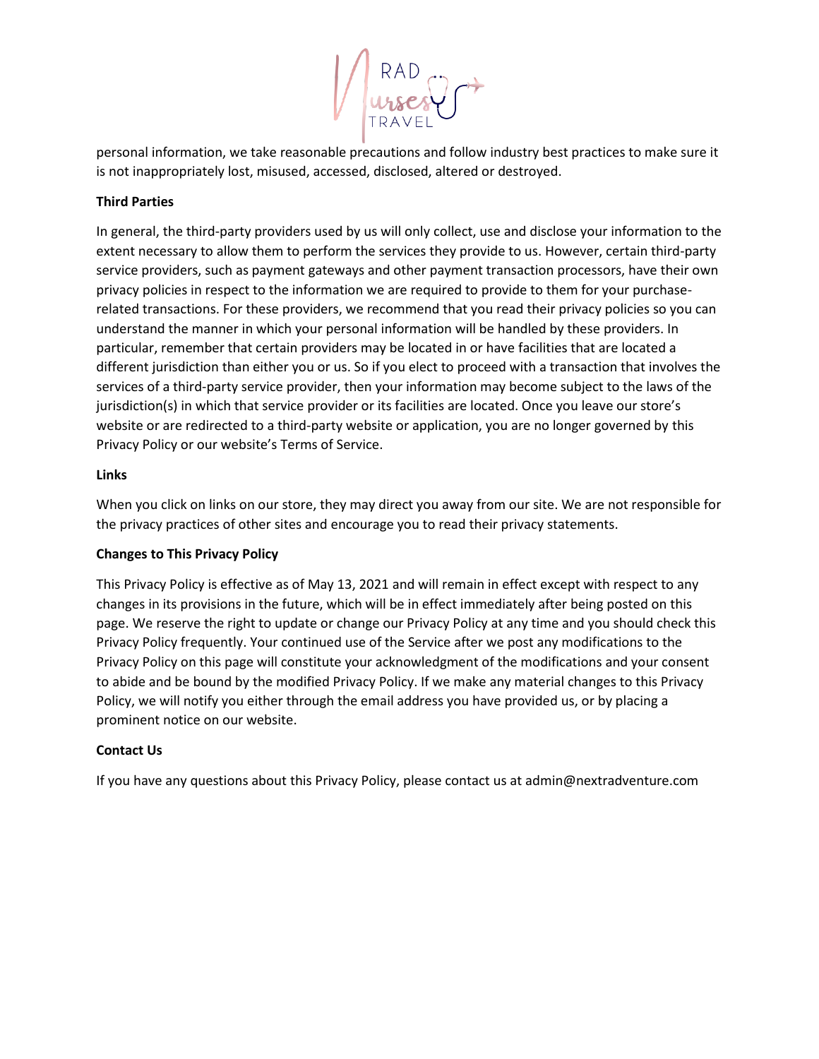personal information, we take reasonable precautions and follow industry best practices to make sure it is not inappropriately lost, misused, accessed, disclosed, altered or destroyed.

**Third Parties**

In general, the third-party providers used by us will only collect, use and disclose your information to the extent necessary to allow them to perform the services they provide to us. However, certain third-party service providers, such as payment gateways and other payment transaction processors, have their own privacy policies in respect to the information we are required to provide to them for your purchase-related transactions. For these providers, we recommend that you read their privacy policies so you can understand the manner in which your personal information will be handled by these providers. In particular, remember that certain providers may be located in or have facilities that are located a different jurisdiction than either you or us. So if you elect to proceed with a transaction that involves the services of a third-party service provider, then your information may become subject to the laws of the jurisdiction(s) in which that service provider or its facilities are located. Once you leave our store's website or are redirected to a third-party website or application, you are no longer governed by this Privacy Policy or our website's Terms of Service.

**Links**

When you click on links on our store, they may direct you away from our site. We are not responsible for the privacy practices of other sites and encourage you to read their privacy statements.

**Changes to This Privacy Policy**

This Privacy Policy is effective as of May 13, 2021 and will remain in effect except with respect to any changes in its provisions in the future, which will be in effect immediately after being posted on this page. We reserve the right to update or change our Privacy Policy at any time and you should check this Privacy Policy frequently. Your continued use of the Service after we post any modifications to the Privacy Policy on this page will constitute your acknowledgment of the modifications and your consent to abide and be bound by the modified Privacy Policy. If we make any material changes to this Privacy Policy, we will notify you either through the email address you have provided us, or by placing a prominent notice on our website.

**Contact Us**

If you have any questions about this Privacy Policy, please contact us at admin@nextradventure.com